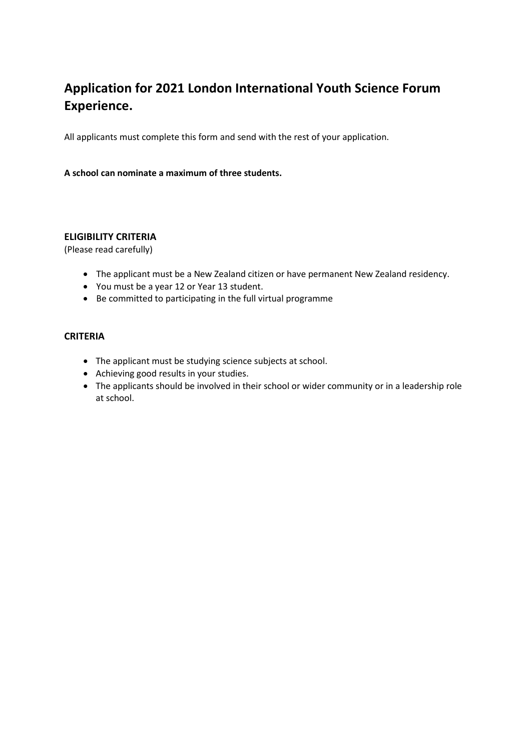# Application for 2021 London International Youth Science Forum Experience.

All applicants must complete this form and send with the rest of your application.

**A school can nominate a maximum of three students.**

**ELIGIBILITY CRITERIA**
(Please read carefully)

- The applicant must be a New Zealand citizen or have permanent New Zealand residency.
- You must be a year 12 or Year 13 student.
- Be committed to participating in the full virtual programme

**CRITERIA**

- The applicant must be studying science subjects at school.
- Achieving good results in your studies.
- The applicants should be involved in their school or wider community or in a leadership role at school.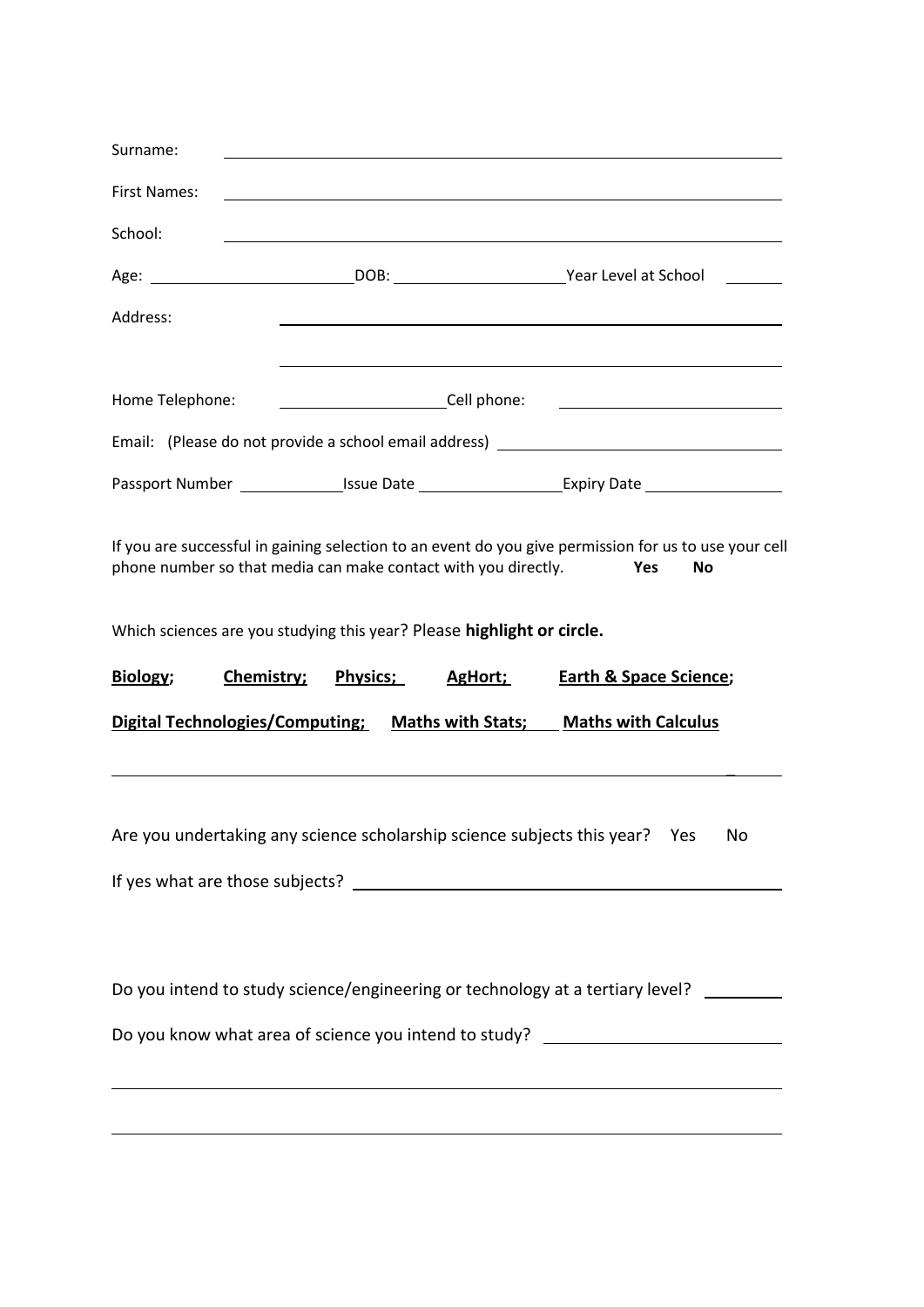Surname: ______________________________________________

First Names: ______________________________________________

School: ______________________________________________

Age: ____________ DOB: ____________ Year Level at School ______

Address: ______________________________________________

______________________________________________

Home Telephone: ____________ Cell phone: ____________

Email: (Please do not provide a school email address) ____________________

Passport Number ____________ Issue Date ____________ Expiry Date ____________

If you are successful in gaining selection to an event do you give permission for us to use your cell phone number so that media can make contact with you directly. **Yes** **No**

Which sciences are you studying this year? Please **highlight or circle.**

**Biology;** **Chemistry;** **Physics;** **AgHort;** **Earth & Space Science;**

**Digital Technologies/Computing;** **Maths with Stats;** **Maths with Calculus**

______________________________________________

Are you undertaking any science scholarship science subjects this year? Yes No

If yes what are those subjects? ______________________________________________

Do you intend to study science/engineering or technology at a tertiary level? ________

Do you know what area of science you intend to study? ____________________

______________________________________________

______________________________________________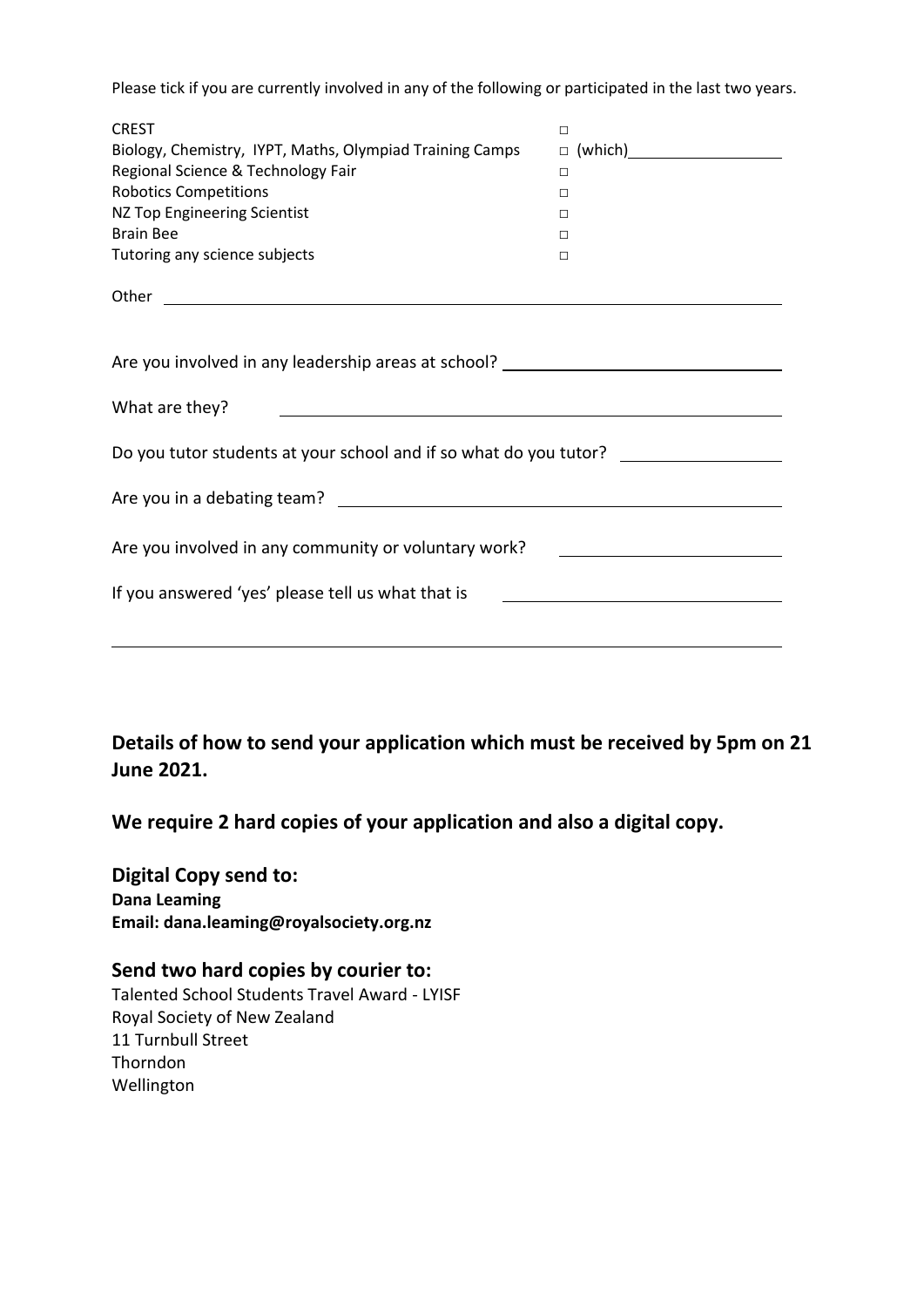Please tick if you are currently involved in any of the following or participated in the last two years.

| | |
|---|---|
| CREST | □ |
| Biology, Chemistry, IYPT, Maths, Olympiad Training Camps | □ (which)\_\_\_\_\_\_\_\_\_\_\_\_\_\_\_\_ |
| Regional Science & Technology Fair | □ |
| Robotics Competitions | □ |
| NZ Top Engineering Scientist | □ |
| Brain Bee | □ |
| Tutoring any science subjects | □ |

Other \_\_\_\_\_\_\_\_\_\_\_\_\_\_\_\_\_\_\_\_\_\_\_\_\_\_\_\_\_\_\_\_\_\_\_\_\_\_\_\_\_\_\_\_\_\_\_\_\_\_\_\_\_\_\_\_\_\_\_\_

Are you involved in any leadership areas at school? \_\_\_\_\_\_\_\_\_\_\_\_\_\_\_\_\_\_\_\_\_\_\_\_\_\_\_\_

What are they? \_\_\_\_\_\_\_\_\_\_\_\_\_\_\_\_\_\_\_\_\_\_\_\_\_\_\_\_\_\_\_\_\_\_\_\_\_\_\_\_\_\_\_\_\_\_\_\_\_\_\_\_\_

Do you tutor students at your school and if so what do you tutor? \_\_\_\_\_\_\_\_\_\_\_\_\_\_\_\_

Are you in a debating team? \_\_\_\_\_\_\_\_\_\_\_\_\_\_\_\_\_\_\_\_\_\_\_\_\_\_\_\_\_\_\_\_\_\_\_\_\_\_\_\_\_\_\_\_\_

Are you involved in any community or voluntary work? \_\_\_\_\_\_\_\_\_\_\_\_\_\_\_\_\_\_\_\_\_\_\_

If you answered 'yes' please tell us what that is \_\_\_\_\_\_\_\_\_\_\_\_\_\_\_\_\_\_\_\_\_\_\_\_\_\_\_\_

\_\_\_\_\_\_\_\_\_\_\_\_\_\_\_\_\_\_\_\_\_\_\_\_\_\_\_\_\_\_\_\_\_\_\_\_\_\_\_\_\_\_\_\_\_\_\_\_\_\_\_\_\_\_\_\_\_\_\_\_\_\_\_\_\_\_\_\_\_\_\_\_

## Details of how to send your application which must be received by 5pm on 21 June 2021.

## We require 2 hard copies of your application and also a digital copy.

### Digital Copy send to:

**Dana Leaming**
**Email: dana.leaming@royalsociety.org.nz**

### Send two hard copies by courier to:

Talented School Students Travel Award - LYISF
Royal Society of New Zealand
11 Turnbull Street
Thorndon
Wellington